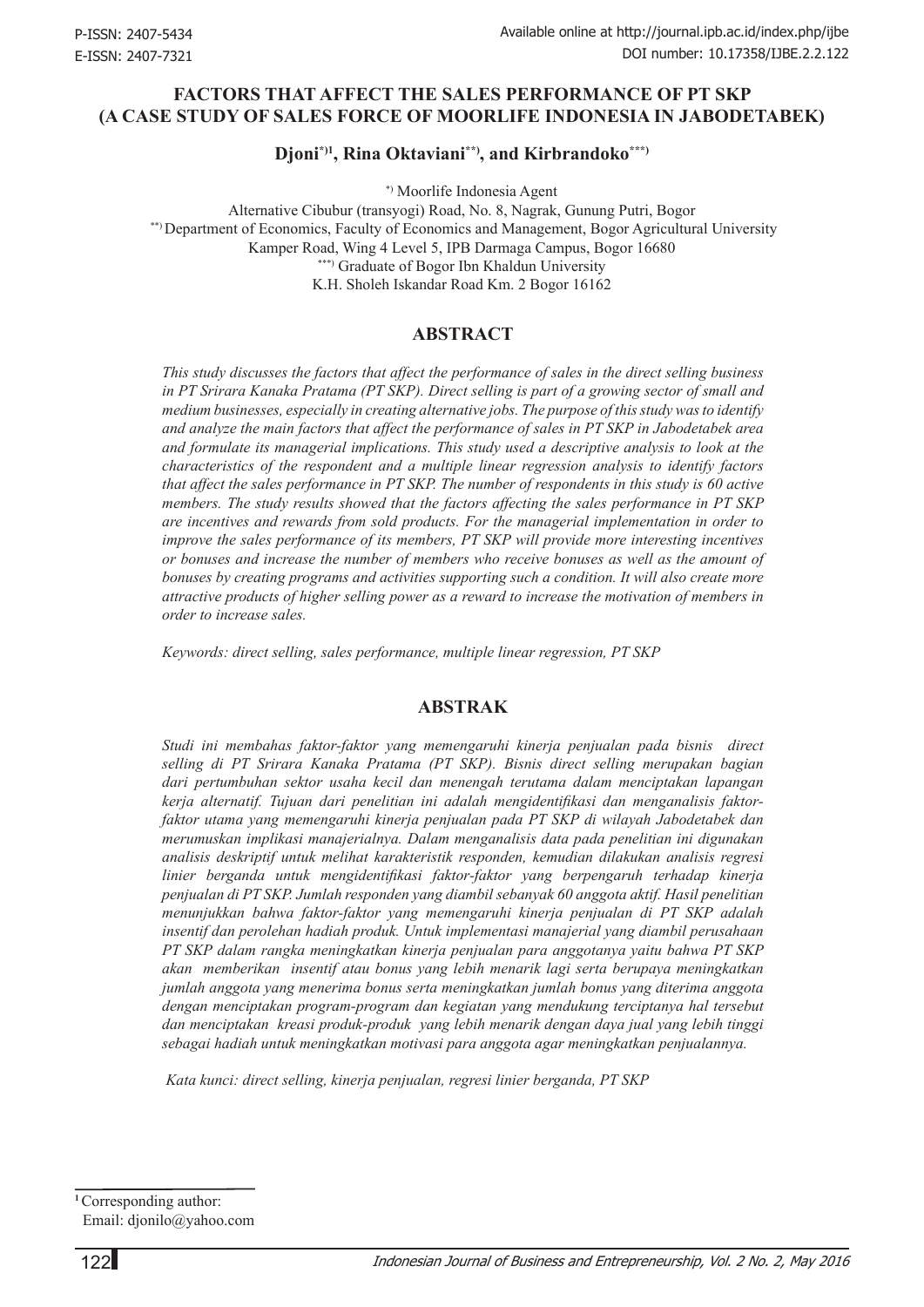P-ISSN: 2407-5434
E-ISSN: 2407-7321

Available online at http://journal.ipb.ac.id/index.php/ijbe
DOI number: 10.17358/IJBE.2.2.122

# FACTORS THAT AFFECT THE SALES PERFORMANCE OF PT SKP (A CASE STUDY OF SALES FORCE OF MOORLIFE INDONESIA IN JABODETABEK)

**Djoni[\*)1], Rina Oktaviani[\*\*)], and Kirbrandoko[\*\*\*)]**

[\*)] Moorlife Indonesia Agent
Alternative Cibubur (transyogi) Road, No. 8, Nagrak, Gunung Putri, Bogor
[\*\*)] Department of Economics, Faculty of Economics and Management, Bogor Agricultural University
Kamper Road, Wing 4 Level 5, IPB Darmaga Campus, Bogor 16680
[\*\*\*)] Graduate of Bogor Ibn Khaldun University
K.H. Sholeh Iskandar Road Km. 2 Bogor 16162

## ABSTRACT

*This study discusses the factors that affect the performance of sales in the direct selling business in PT Srirara Kanaka Pratama (PT SKP). Direct selling is part of a growing sector of small and medium businesses, especially in creating alternative jobs. The purpose of this study was to identify and analyze the main factors that affect the performance of sales in PT SKP in Jabodetabek area and formulate its managerial implications. This study used a descriptive analysis to look at the characteristics of the respondent and a multiple linear regression analysis to identify factors that affect the sales performance in PT SKP. The number of respondents in this study is 60 active members. The study results showed that the factors affecting the sales performance in PT SKP are incentives and rewards from sold products. For the managerial implementation in order to improve the sales performance of its members, PT SKP will provide more interesting incentives or bonuses and increase the number of members who receive bonuses as well as the amount of bonuses by creating programs and activities supporting such a condition. It will also create more attractive products of higher selling power as a reward to increase the motivation of members in order to increase sales.*

*Keywords: direct selling, sales performance, multiple linear regression, PT SKP*

## ABSTRAK

*Studi ini membahas faktor-faktor yang memengaruhi kinerja penjualan pada bisnis direct selling di PT Srirara Kanaka Pratama (PT SKP). Bisnis direct selling merupakan bagian dari pertumbuhan sektor usaha kecil dan menengah terutama dalam menciptakan lapangan kerja alternatif. Tujuan dari penelitian ini adalah mengidentifikasi dan menganalisis faktor-faktor utama yang memengaruhi kinerja penjualan pada PT SKP di wilayah Jabodetabek dan merumuskan implikasi manajerialnya. Dalam menganalisis data pada penelitian ini digunakan analisis deskriptif untuk melihat karakteristik responden, kemudian dilakukan analisis regresi linier berganda untuk mengidentifikasi faktor-faktor yang berpengaruh terhadap kinerja penjualan di PT SKP. Jumlah responden yang diambil sebanyak 60 anggota aktif. Hasil penelitian menunjukkan bahwa faktor-faktor yang memengaruhi kinerja penjualan di PT SKP adalah insentif dan perolehan hadiah produk. Untuk implementasi manajerial yang diambil perusahaan PT SKP dalam rangka meningkatkan kinerja penjualan para anggotanya yaitu bahwa PT SKP akan memberikan insentif atau bonus yang lebih menarik lagi serta berupaya meningkatkan jumlah anggota yang menerima bonus serta meningkatkan jumlah bonus yang diterima anggota dengan menciptakan program-program dan kegiatan yang mendukung terciptanya hal tersebut dan menciptakan kreasi produk-produk yang lebih menarik dengan daya jual yang lebih tinggi sebagai hadiah untuk meningkatkan motivasi para anggota agar meningkatkan penjualannya.*

*Kata kunci: direct selling, kinerja penjualan, regresi linier berganda, PT SKP*

---

[1] Corresponding author:
Email: djonilo@yahoo.com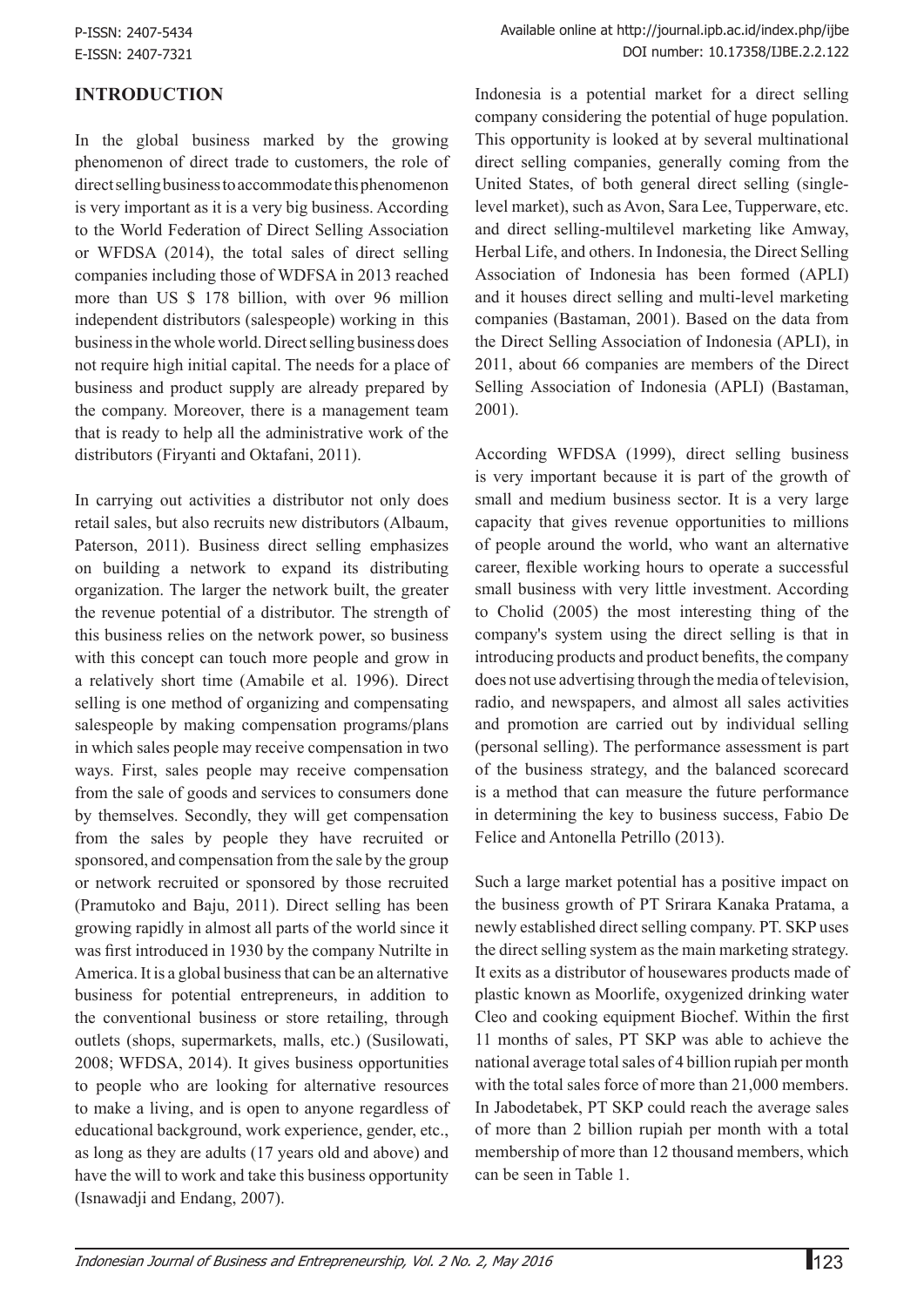## INTRODUCTION

In the global business marked by the growing phenomenon of direct trade to customers, the role of direct selling business to accommodate this phenomenon is very important as it is a very big business. According to the World Federation of Direct Selling Association or WFDSA (2014), the total sales of direct selling companies including those of WDFSA in 2013 reached more than US $ 178 billion, with over 96 million independent distributors (salespeople) working in this business in the whole world. Direct selling business does not require high initial capital. The needs for a place of business and product supply are already prepared by the company. Moreover, there is a management team that is ready to help all the administrative work of the distributors (Firyanti and Oktafani, 2011).

In carrying out activities a distributor not only does retail sales, but also recruits new distributors (Albaum, Paterson, 2011). Business direct selling emphasizes on building a network to expand its distributing organization. The larger the network built, the greater the revenue potential of a distributor. The strength of this business relies on the network power, so business with this concept can touch more people and grow in a relatively short time (Amabile et al. 1996). Direct selling is one method of organizing and compensating salespeople by making compensation programs/plans in which sales people may receive compensation in two ways. First, sales people may receive compensation from the sale of goods and services to consumers done by themselves. Secondly, they will get compensation from the sales by people they have recruited or sponsored, and compensation from the sale by the group or network recruited or sponsored by those recruited (Pramutoko and Baju, 2011). Direct selling has been growing rapidly in almost all parts of the world since it was first introduced in 1930 by the company Nutrilte in America. It is a global business that can be an alternative business for potential entrepreneurs, in addition to the conventional business or store retailing, through outlets (shops, supermarkets, malls, etc.) (Susilowati, 2008; WFDSA, 2014). It gives business opportunities to people who are looking for alternative resources to make a living, and is open to anyone regardless of educational background, work experience, gender, etc., as long as they are adults (17 years old and above) and have the will to work and take this business opportunity (Isnawadji and Endang, 2007).

Indonesia is a potential market for a direct selling company considering the potential of huge population. This opportunity is looked at by several multinational direct selling companies, generally coming from the United States, of both general direct selling (single-level market), such as Avon, Sara Lee, Tupperware, etc. and direct selling-multilevel marketing like Amway, Herbal Life, and others. In Indonesia, the Direct Selling Association of Indonesia has been formed (APLI) and it houses direct selling and multi-level marketing companies (Bastaman, 2001). Based on the data from the Direct Selling Association of Indonesia (APLI), in 2011, about 66 companies are members of the Direct Selling Association of Indonesia (APLI) (Bastaman, 2001).

According WFDSA (1999), direct selling business is very important because it is part of the growth of small and medium business sector. It is a very large capacity that gives revenue opportunities to millions of people around the world, who want an alternative career, flexible working hours to operate a successful small business with very little investment. According to Cholid (2005) the most interesting thing of the company's system using the direct selling is that in introducing products and product benefits, the company does not use advertising through the media of television, radio, and newspapers, and almost all sales activities and promotion are carried out by individual selling (personal selling). The performance assessment is part of the business strategy, and the balanced scorecard is a method that can measure the future performance in determining the key to business success, Fabio De Felice and Antonella Petrillo (2013).

Such a large market potential has a positive impact on the business growth of PT Srirara Kanaka Pratama, a newly established direct selling company. PT. SKP uses the direct selling system as the main marketing strategy. It exits as a distributor of housewares products made of plastic known as Moorlife, oxygenized drinking water Cleo and cooking equipment Biochef. Within the first 11 months of sales, PT SKP was able to achieve the national average total sales of 4 billion rupiah per month with the total sales force of more than 21,000 members. In Jabodetabek, PT SKP could reach the average sales of more than 2 billion rupiah per month with a total membership of more than 12 thousand members, which can be seen in Table 1.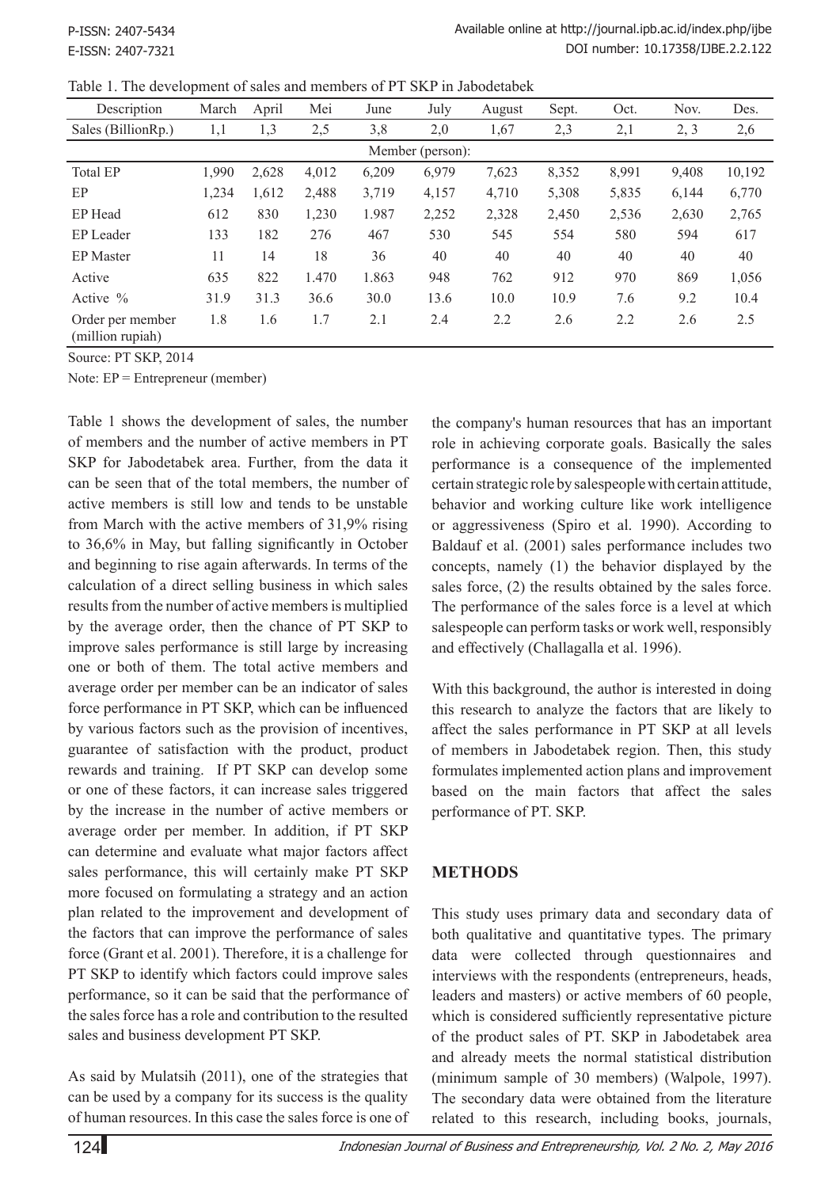Table 1. The development of sales and members of PT SKP in Jabodetabek

| Description | March | April | Mei | June | July | August | Sept. | Oct. | Nov. | Des. |
|---|---|---|---|---|---|---|---|---|---|---|
| Sales (BillionRp.) | 1,1 | 1,3 | 2,5 | 3,8 | 2,0 | 1,67 | 2,3 | 2,1 | 2, 3 | 2,6 |
| Member (person): | | | | | | | | | | |
| Total EP | 1,990 | 2,628 | 4,012 | 6,209 | 6,979 | 7,623 | 8,352 | 8,991 | 9,408 | 10,192 |
| EP | 1,234 | 1,612 | 2,488 | 3,719 | 4,157 | 4,710 | 5,308 | 5,835 | 6,144 | 6,770 |
| EP Head | 612 | 830 | 1,230 | 1.987 | 2,252 | 2,328 | 2,450 | 2,536 | 2,630 | 2,765 |
| EP Leader | 133 | 182 | 276 | 467 | 530 | 545 | 554 | 580 | 594 | 617 |
| EP Master | 11 | 14 | 18 | 36 | 40 | 40 | 40 | 40 | 40 | 40 |
| Active | 635 | 822 | 1.470 | 1.863 | 948 | 762 | 912 | 970 | 869 | 1,056 |
| Active % | 31.9 | 31.3 | 36.6 | 30.0 | 13.6 | 10.0 | 10.9 | 7.6 | 9.2 | 10.4 |
| Order per member (million rupiah) | 1.8 | 1.6 | 1.7 | 2.1 | 2.4 | 2.2 | 2.6 | 2.2 | 2.6 | 2.5 |

Source: PT SKP, 2014

Note: EP = Entrepreneur (member)

Table 1 shows the development of sales, the number of members and the number of active members in PT SKP for Jabodetabek area. Further, from the data it can be seen that of the total members, the number of active members is still low and tends to be unstable from March with the active members of 31,9% rising to 36,6% in May, but falling significantly in October and beginning to rise again afterwards. In terms of the calculation of a direct selling business in which sales results from the number of active members is multiplied by the average order, then the chance of PT SKP to improve sales performance is still large by increasing one or both of them. The total active members and average order per member can be an indicator of sales force performance in PT SKP, which can be influenced by various factors such as the provision of incentives, guarantee of satisfaction with the product, product rewards and training. If PT SKP can develop some or one of these factors, it can increase sales triggered by the increase in the number of active members or average order per member. In addition, if PT SKP can determine and evaluate what major factors affect sales performance, this will certainly make PT SKP more focused on formulating a strategy and an action plan related to the improvement and development of the factors that can improve the performance of sales force (Grant et al. 2001). Therefore, it is a challenge for PT SKP to identify which factors could improve sales performance, so it can be said that the performance of the sales force has a role and contribution to the resulted sales and business development PT SKP.

As said by Mulatsih (2011), one of the strategies that can be used by a company for its success is the quality of human resources. In this case the sales force is one of the company's human resources that has an important role in achieving corporate goals. Basically the sales performance is a consequence of the implemented certain strategic role by salespeople with certain attitude, behavior and working culture like work intelligence or aggressiveness (Spiro et al. 1990). According to Baldauf et al. (2001) sales performance includes two concepts, namely (1) the behavior displayed by the sales force, (2) the results obtained by the sales force. The performance of the sales force is a level at which salespeople can perform tasks or work well, responsibly and effectively (Challagalla et al. 1996).

With this background, the author is interested in doing this research to analyze the factors that are likely to affect the sales performance in PT SKP at all levels of members in Jabodetabek region. Then, this study formulates implemented action plans and improvement based on the main factors that affect the sales performance of PT. SKP.

## METHODS

This study uses primary data and secondary data of both qualitative and quantitative types. The primary data were collected through questionnaires and interviews with the respondents (entrepreneurs, heads, leaders and masters) or active members of 60 people, which is considered sufficiently representative picture of the product sales of PT. SKP in Jabodetabek area and already meets the normal statistical distribution (minimum sample of 30 members) (Walpole, 1997). The secondary data were obtained from the literature related to this research, including books, journals,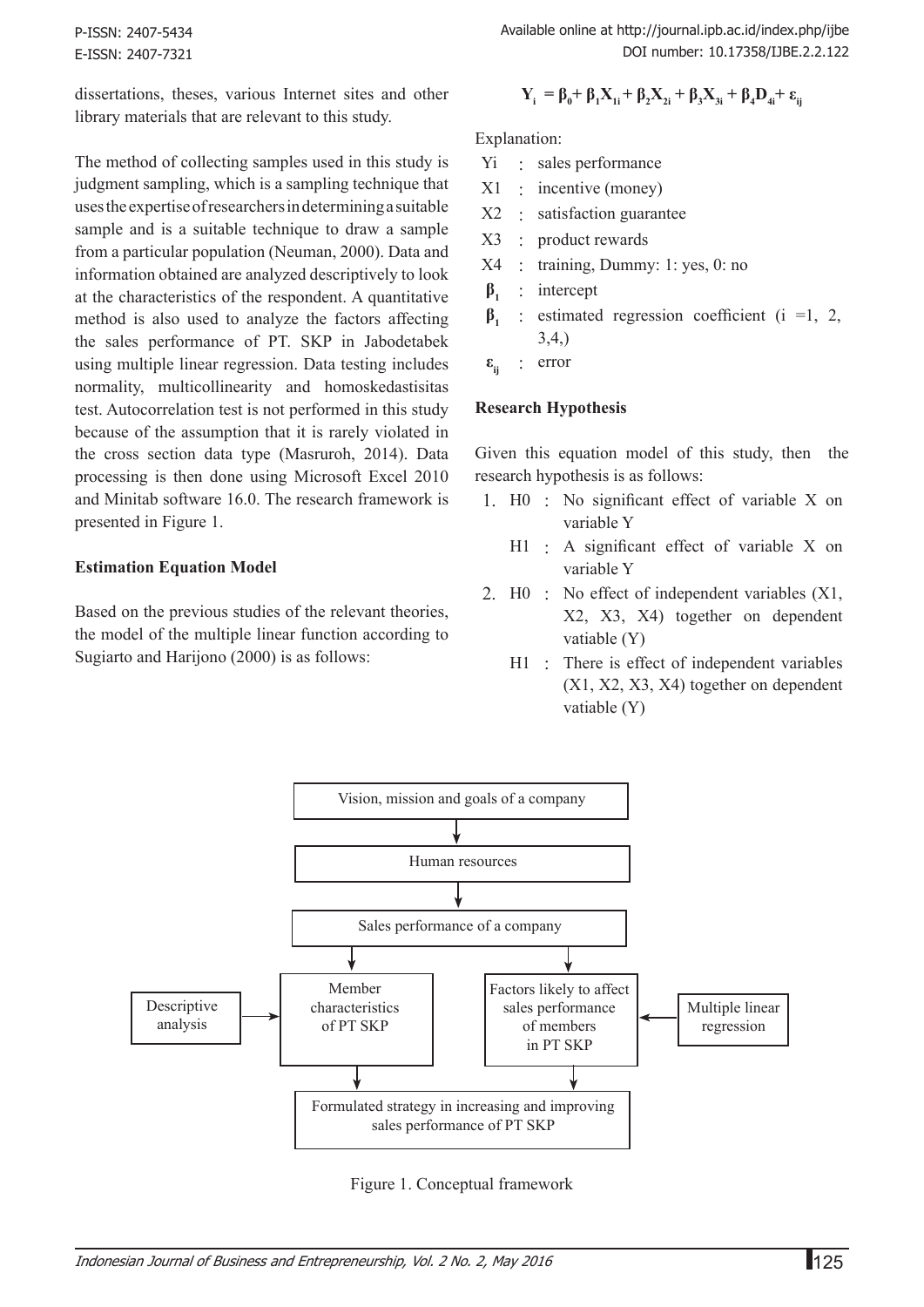dissertations, theses, various Internet sites and other library materials that are relevant to this study.

The method of collecting samples used in this study is judgment sampling, which is a sampling technique that uses the expertise of researchers in determining a suitable sample and is a suitable technique to draw a sample from a particular population (Neuman, 2000). Data and information obtained are analyzed descriptively to look at the characteristics of the respondent. A quantitative method is also used to analyze the factors affecting the sales performance of PT. SKP in Jabodetabek using multiple linear regression. Data testing includes normality, multicollinearity and homoskedastisitas test. Autocorrelation test is not performed in this study because of the assumption that it is rarely violated in the cross section data type (Masruroh, 2014). Data processing is then done using Microsoft Excel 2010 and Minitab software 16.0. The research framework is presented in Figure 1.

**Estimation Equation Model**

Based on the previous studies of the relevant theories, the model of the multiple linear function according to Sugiarto and Harijono (2000) is as follows:

$$Y_i = \beta_0 + \beta_1 X_{1i} + \beta_2 X_{2i} + \beta_3 X_{3i} + \beta_4 D_{4i} + \varepsilon_{ij}$$

Explanation:

- Yi : sales performance
- X1 : incentive (money)
- X2 : satisfaction guarantee
- X3 : product rewards
- X4 : training, Dummy: 1: yes, 0: no
- $\beta_1$ : intercept
- $\beta_1$ : estimated regression coefficient (i =1, 2, 3,4,)
- $\varepsilon_{ij}$ : error

**Research Hypothesis**

Given this equation model of this study, then the research hypothesis is as follows:

1. H0 : No significant effect of variable X on variable Y
   H1 : A significant effect of variable X on variable Y
2. H0 : No effect of independent variables (X1, X2, X3, X4) together on dependent vatiable (Y)
   H1 : There is effect of independent variables (X1, X2, X3, X4) together on dependent vatiable (Y)

Vision, mission and goals of a company → Human resources → Sales performance of a company → Member characteristics of PT SKP (← Descriptive analysis) / Factors likely to affect sales performance of members in PT SKP (← Multiple linear regression) → Formulated strategy in increasing and improving sales performance of PT SKP

Figure 1. Conceptual framework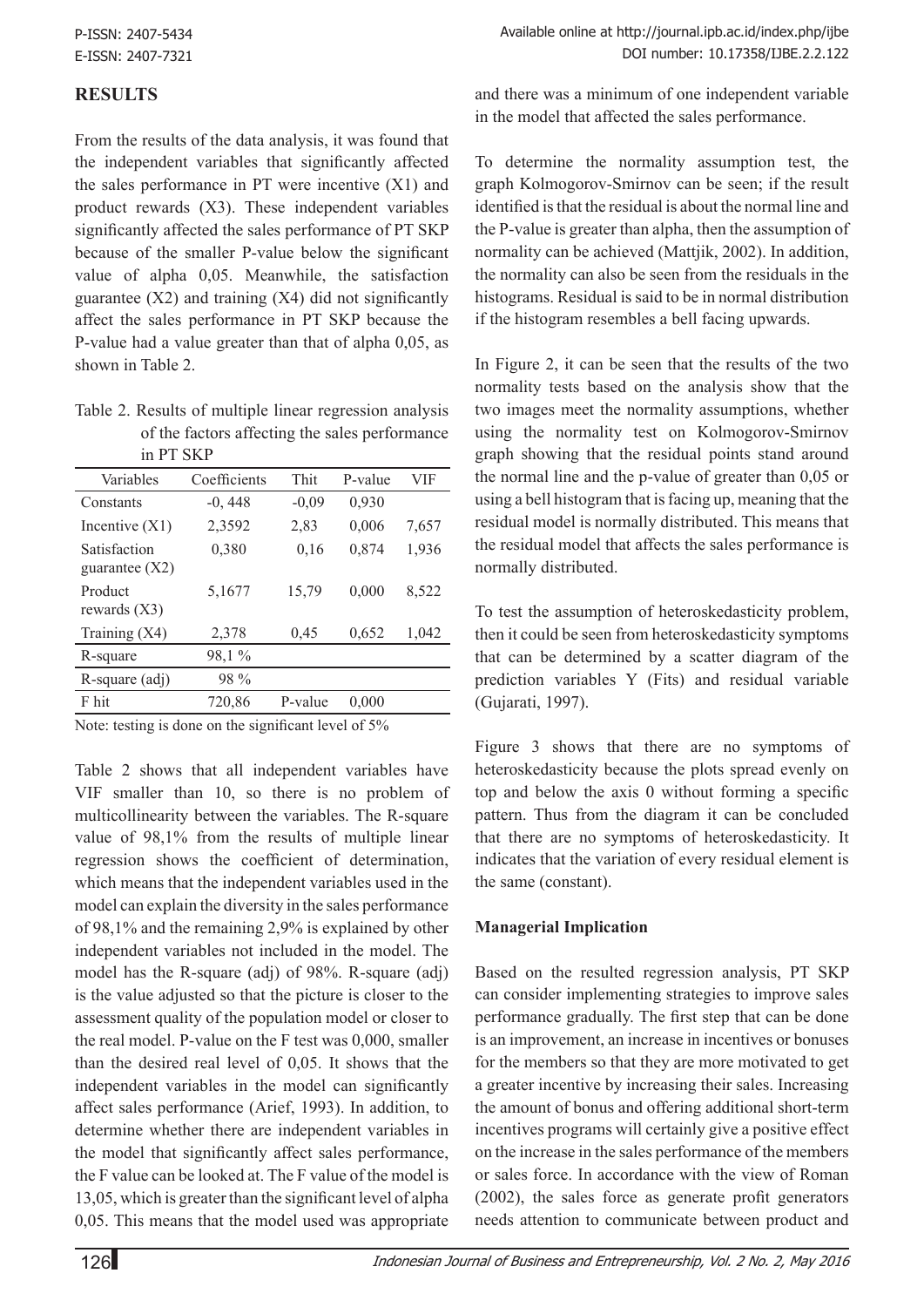## RESULTS

From the results of the data analysis, it was found that the independent variables that significantly affected the sales performance in PT were incentive (X1) and product rewards (X3). These independent variables significantly affected the sales performance of PT SKP because of the smaller P-value below the significant value of alpha 0,05. Meanwhile, the satisfaction guarantee (X2) and training (X4) did not significantly affect the sales performance in PT SKP because the P-value had a value greater than that of alpha 0,05, as shown in Table 2.

Table 2. Results of multiple linear regression analysis of the factors affecting the sales performance in PT SKP

| Variables | Coefficients | Thit | P-value | VIF |
|---|---|---|---|---|
| Constants | -0, 448 | -0,09 | 0,930 | |
| Incentive (X1) | 2,3592 | 2,83 | 0,006 | 7,657 |
| Satisfaction guarantee (X2) | 0,380 | 0,16 | 0,874 | 1,936 |
| Product rewards (X3) | 5,1677 | 15,79 | 0,000 | 8,522 |
| Training (X4) | 2,378 | 0,45 | 0,652 | 1,042 |
| R-square | 98,1 % | | | |
| R-square (adj) | 98 % | | | |
| F hit | 720,86 | P-value | 0,000 | |

Note: testing is done on the significant level of 5%

Table 2 shows that all independent variables have VIF smaller than 10, so there is no problem of multicollinearity between the variables. The R-square value of 98,1% from the results of multiple linear regression shows the coefficient of determination, which means that the independent variables used in the model can explain the diversity in the sales performance of 98,1% and the remaining 2,9% is explained by other independent variables not included in the model. The model has the R-square (adj) of 98%. R-square (adj) is the value adjusted so that the picture is closer to the assessment quality of the population model or closer to the real model. P-value on the F test was 0,000, smaller than the desired real level of 0,05. It shows that the independent variables in the model can significantly affect sales performance (Arief, 1993). In addition, to determine whether there are independent variables in the model that significantly affect sales performance, the F value can be looked at. The F value of the model is 13,05, which is greater than the significant level of alpha 0,05. This means that the model used was appropriate and there was a minimum of one independent variable in the model that affected the sales performance.

To determine the normality assumption test, the graph Kolmogorov-Smirnov can be seen; if the result identified is that the residual is about the normal line and the P-value is greater than alpha, then the assumption of normality can be achieved (Mattjik, 2002). In addition, the normality can also be seen from the residuals in the histograms. Residual is said to be in normal distribution if the histogram resembles a bell facing upwards.

In Figure 2, it can be seen that the results of the two normality tests based on the analysis show that the two images meet the normality assumptions, whether using the normality test on Kolmogorov-Smirnov graph showing that the residual points stand around the normal line and the p-value of greater than 0,05 or using a bell histogram that is facing up, meaning that the residual model is normally distributed. This means that the residual model that affects the sales performance is normally distributed.

To test the assumption of heteroskedasticity problem, then it could be seen from heteroskedasticity symptoms that can be determined by a scatter diagram of the prediction variables Y (Fits) and residual variable (Gujarati, 1997).

Figure 3 shows that there are no symptoms of heteroskedasticity because the plots spread evenly on top and below the axis 0 without forming a specific pattern. Thus from the diagram it can be concluded that there are no symptoms of heteroskedasticity. It indicates that the variation of every residual element is the same (constant).

### Managerial Implication

Based on the resulted regression analysis, PT SKP can consider implementing strategies to improve sales performance gradually. The first step that can be done is an improvement, an increase in incentives or bonuses for the members so that they are more motivated to get a greater incentive by increasing their sales. Increasing the amount of bonus and offering additional short-term incentives programs will certainly give a positive effect on the increase in the sales performance of the members or sales force. In accordance with the view of Roman (2002), the sales force as generate profit generators needs attention to communicate between product and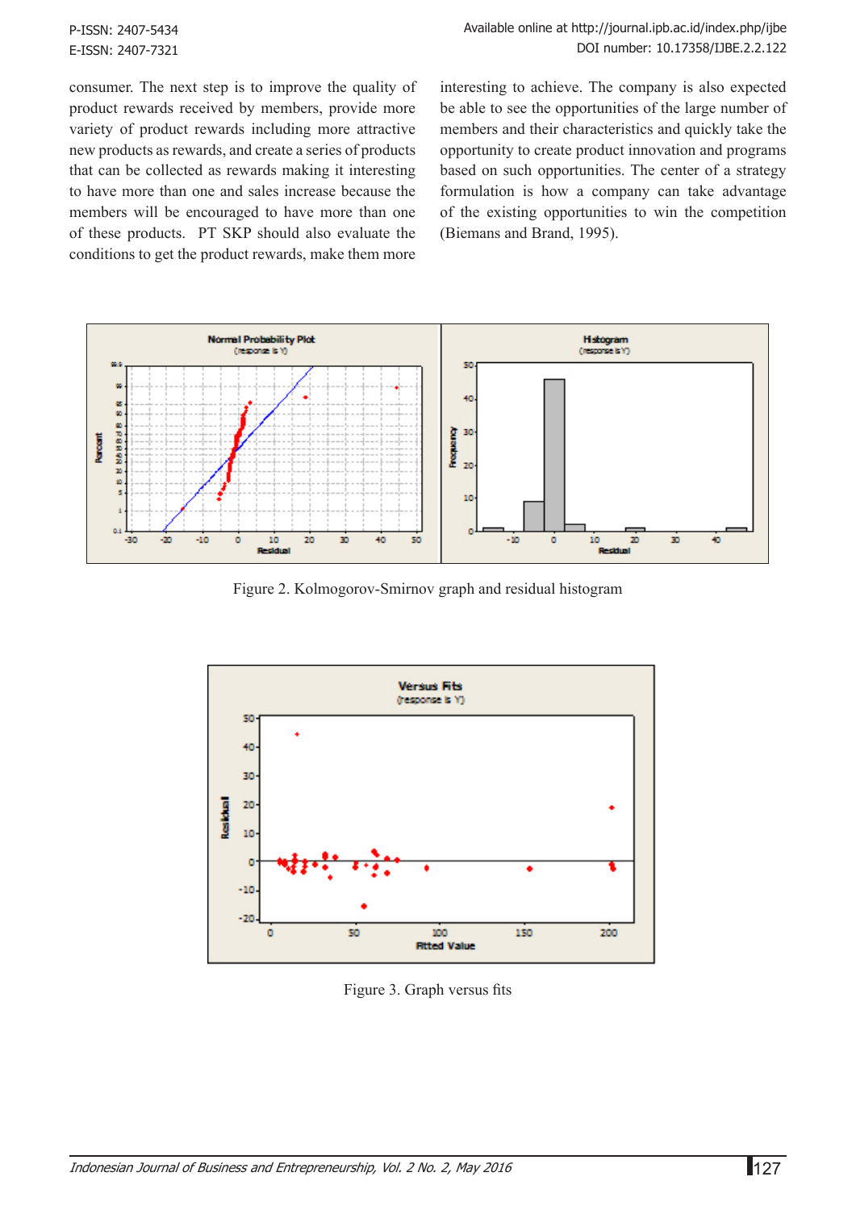consumer. The next step is to improve the quality of product rewards received by members, provide more variety of product rewards including more attractive new products as rewards, and create a series of products that can be collected as rewards making it interesting to have more than one and sales increase because the members will be encouraged to have more than one of these products. PT SKP should also evaluate the conditions to get the product rewards, make them more interesting to achieve. The company is also expected be able to see the opportunities of the large number of members and their characteristics and quickly take the opportunity to create product innovation and programs based on such opportunities. The center of a strategy formulation is how a company can take advantage of the existing opportunities to win the competition (Biemans and Brand, 1995).

Figure 2. Kolmogorov-Smirnov graph and residual histogram

Figure 3. Graph versus fits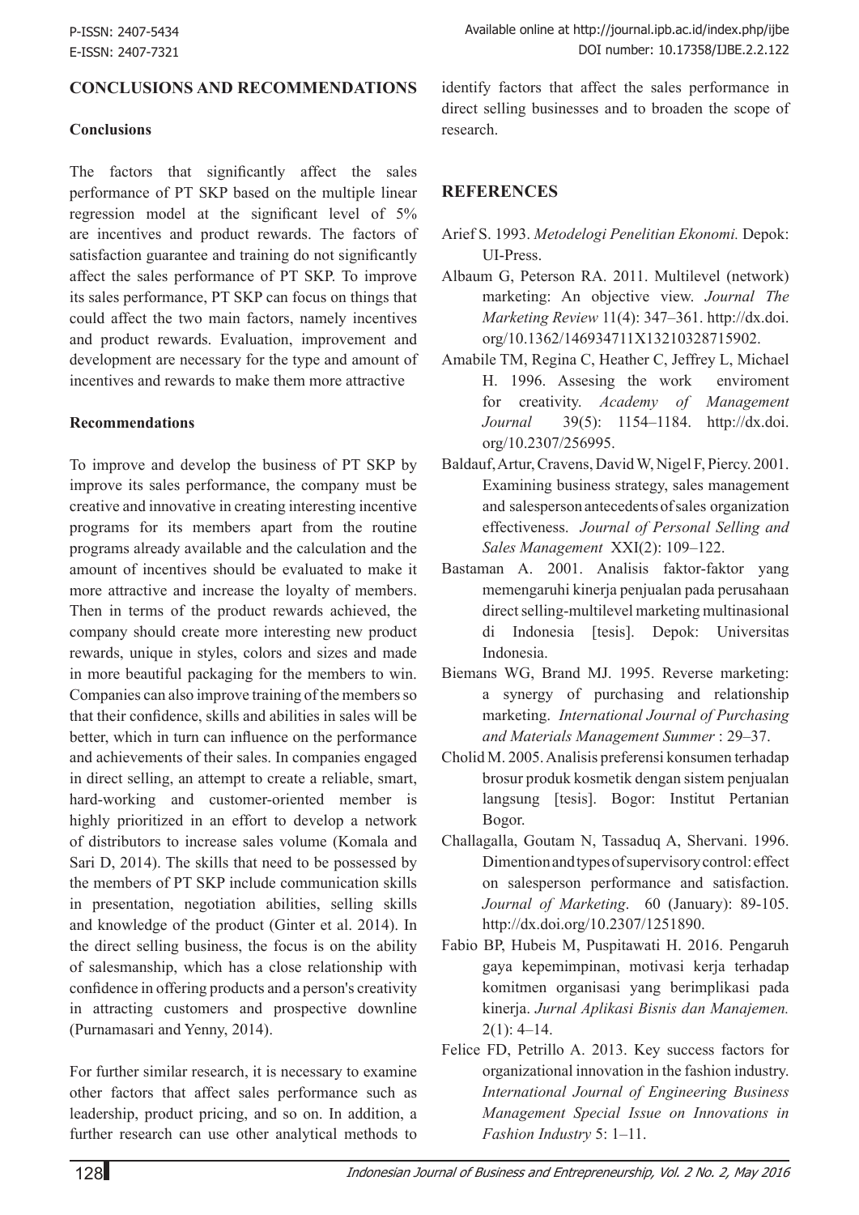## CONCLUSIONS AND RECOMMENDATIONS

### Conclusions

The factors that significantly affect the sales performance of PT SKP based on the multiple linear regression model at the significant level of 5% are incentives and product rewards. The factors of satisfaction guarantee and training do not significantly affect the sales performance of PT SKP. To improve its sales performance, PT SKP can focus on things that could affect the two main factors, namely incentives and product rewards. Evaluation, improvement and development are necessary for the type and amount of incentives and rewards to make them more attractive

### Recommendations

To improve and develop the business of PT SKP by improve its sales performance, the company must be creative and innovative in creating interesting incentive programs for its members apart from the routine programs already available and the calculation and the amount of incentives should be evaluated to make it more attractive and increase the loyalty of members. Then in terms of the product rewards achieved, the company should create more interesting new product rewards, unique in styles, colors and sizes and made in more beautiful packaging for the members to win. Companies can also improve training of the members so that their confidence, skills and abilities in sales will be better, which in turn can influence on the performance and achievements of their sales. In companies engaged in direct selling, an attempt to create a reliable, smart, hard-working and customer-oriented member is highly prioritized in an effort to develop a network of distributors to increase sales volume (Komala and Sari D, 2014). The skills that need to be possessed by the members of PT SKP include communication skills in presentation, negotiation abilities, selling skills and knowledge of the product (Ginter et al. 2014). In the direct selling business, the focus is on the ability of salesmanship, which has a close relationship with confidence in offering products and a person's creativity in attracting customers and prospective downline (Purnamasari and Yenny, 2014).

For further similar research, it is necessary to examine other factors that affect sales performance such as leadership, product pricing, and so on. In addition, a further research can use other analytical methods to identify factors that affect the sales performance in direct selling businesses and to broaden the scope of research.

## REFERENCES

Arief S. 1993. *Metodelogi Penelitian Ekonomi.* Depok: UI-Press.

Albaum G, Peterson RA. 2011. Multilevel (network) marketing: An objective view. *Journal The Marketing Review* 11(4): 347–361. http://dx.doi.org/10.1362/146934711X13210328715902.

Amabile TM, Regina C, Heather C, Jeffrey L, Michael H. 1996. Assesing the work enviroment for creativity. *Academy of Management Journal* 39(5): 1154–1184. http://dx.doi.org/10.2307/256995.

Baldauf, Artur, Cravens, David W, Nigel F, Piercy. 2001. Examining business strategy, sales management and salesperson antecedents of sales organization effectiveness. *Journal of Personal Selling and Sales Management* XXI(2): 109–122.

Bastaman A. 2001. Analisis faktor-faktor yang memengaruhi kinerja penjualan pada perusahaan direct selling-multilevel marketing multinasional di Indonesia [tesis]. Depok: Universitas Indonesia.

Biemans WG, Brand MJ. 1995. Reverse marketing: a synergy of purchasing and relationship marketing. *International Journal of Purchasing and Materials Management Summer* : 29–37.

Cholid M. 2005. Analisis preferensi konsumen terhadap brosur produk kosmetik dengan sistem penjualan langsung [tesis]. Bogor: Institut Pertanian Bogor.

Challagalla, Goutam N, Tassaduq A, Shervani. 1996. Dimention and types of supervisory control: effect on salesperson performance and satisfaction. *Journal of Marketing*. 60 (January): 89-105. http://dx.doi.org/10.2307/1251890.

Fabio BP, Hubeis M, Puspitawati H. 2016. Pengaruh gaya kepemimpinan, motivasi kerja terhadap komitmen organisasi yang berimplikasi pada kinerja. *Jurnal Aplikasi Bisnis dan Manajemen.* 2(1): 4–14.

Felice FD, Petrillo A. 2013. Key success factors for organizational innovation in the fashion industry. *International Journal of Engineering Business Management Special Issue on Innovations in Fashion Industry* 5: 1–11.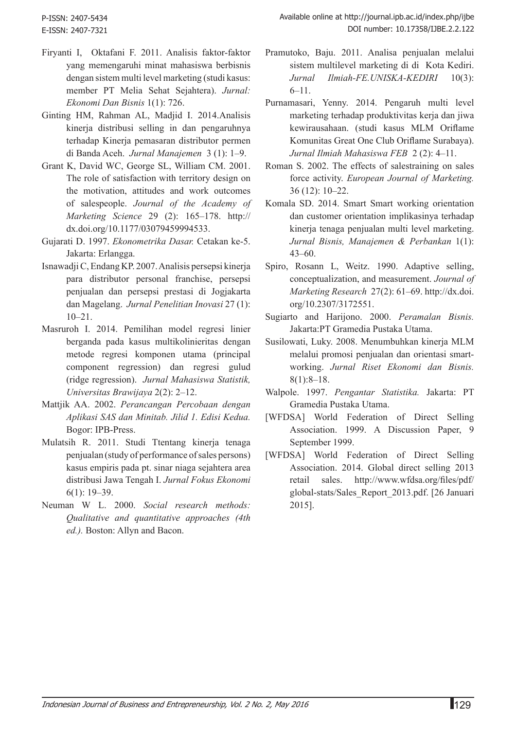Firyanti I, Oktafani F. 2011. Analisis faktor-faktor yang memengaruhi minat mahasiswa berbisnis dengan sistem multi level marketing (studi kasus: member PT Melia Sehat Sejahtera). *Jurnal: Ekonomi Dan Bisnis* 1(1): 726.

Ginting HM, Rahman AL, Madjid I. 2014.Analisis kinerja distribusi selling in dan pengaruhnya terhadap Kinerja pemasaran distributor permen di Banda Aceh. *Jurnal Manajemen* 3 (1): 1–9.

Grant K, David WC, George SL, William CM. 2001. The role of satisfaction with territory design on the motivation, attitudes and work outcomes of salespeople. *Journal of the Academy of Marketing Science* 29 (2): 165–178. http://dx.doi.org/10.1177/03079459994533.

Gujarati D. 1997. *Ekonometrika Dasar.* Cetakan ke-5. Jakarta: Erlangga.

Isnawadji C, Endang KP. 2007. Analisis persepsi kinerja para distributor personal franchise, persepsi penjualan dan persepsi prestasi di Jogjakarta dan Magelang. *Jurnal Penelitian Inovasi* 27 (1): 10–21.

Masruroh I. 2014. Pemilihan model regresi linier berganda pada kasus multikolinieritas dengan metode regresi komponen utama (principal component regression) dan regresi gulud (ridge regression). *Jurnal Mahasiswa Statistik, Universitas Brawijaya* 2(2): 2–12.

Mattjik AA. 2002. *Perancangan Percobaan dengan Aplikasi SAS dan Minitab. Jilid 1. Edisi Kedua.* Bogor: IPB-Press.

Mulatsih R. 2011. Studi Ttentang kinerja tenaga penjualan (study of performance of sales persons) kasus empiris pada pt. sinar niaga sejahtera area distribusi Jawa Tengah I. *Jurnal Fokus Ekonomi* 6(1): 19–39.

Neuman W L. 2000. *Social research methods: Qualitative and quantitative approaches (4th ed.).* Boston: Allyn and Bacon.

Pramutoko, Baju. 2011. Analisa penjualan melalui sistem multilevel marketing di di Kota Kediri. *Jurnal Ilmiah-FE.UNISKA-KEDIRI* 10(3): 6–11.

Purnamasari, Yenny. 2014. Pengaruh multi level marketing terhadap produktivitas kerja dan jiwa kewirausahaan. (studi kasus MLM Oriflame Komunitas Great One Club Oriflame Surabaya). *Jurnal Ilmiah Mahasiswa FEB* 2 (2): 4–11.

Roman S. 2002. The effects of salestraining on sales force activity. *European Journal of Marketing.* 36 (12): 10–22.

Komala SD. 2014. Smart Smart working orientation dan customer orientation implikasinya terhadap kinerja tenaga penjualan multi level marketing. *Jurnal Bisnis, Manajemen & Perbankan* 1(1): 43–60.

Spiro, Rosann L, Weitz. 1990. Adaptive selling, conceptualization, and measurement. *Journal of Marketing Research* 27(2): 61–69. http://dx.doi.org/10.2307/3172551.

Sugiarto and Harijono. 2000. *Peramalan Bisnis.* Jakarta:PT Gramedia Pustaka Utama.

Susilowati, Luky. 2008. Menumbuhkan kinerja MLM melalui promosi penjualan dan orientasi smart-working. *Jurnal Riset Ekonomi dan Bisnis.* 8(1):8–18.

Walpole. 1997. *Pengantar Statistika.* Jakarta: PT Gramedia Pustaka Utama.

[WFDSA] World Federation of Direct Selling Association. 1999. A Discussion Paper, 9 September 1999.

[WFDSA] World Federation of Direct Selling Association. 2014. Global direct selling 2013 retail sales. http://www.wfdsa.org/files/pdf/global-stats/Sales_Report_2013.pdf. [26 Januari 2015].